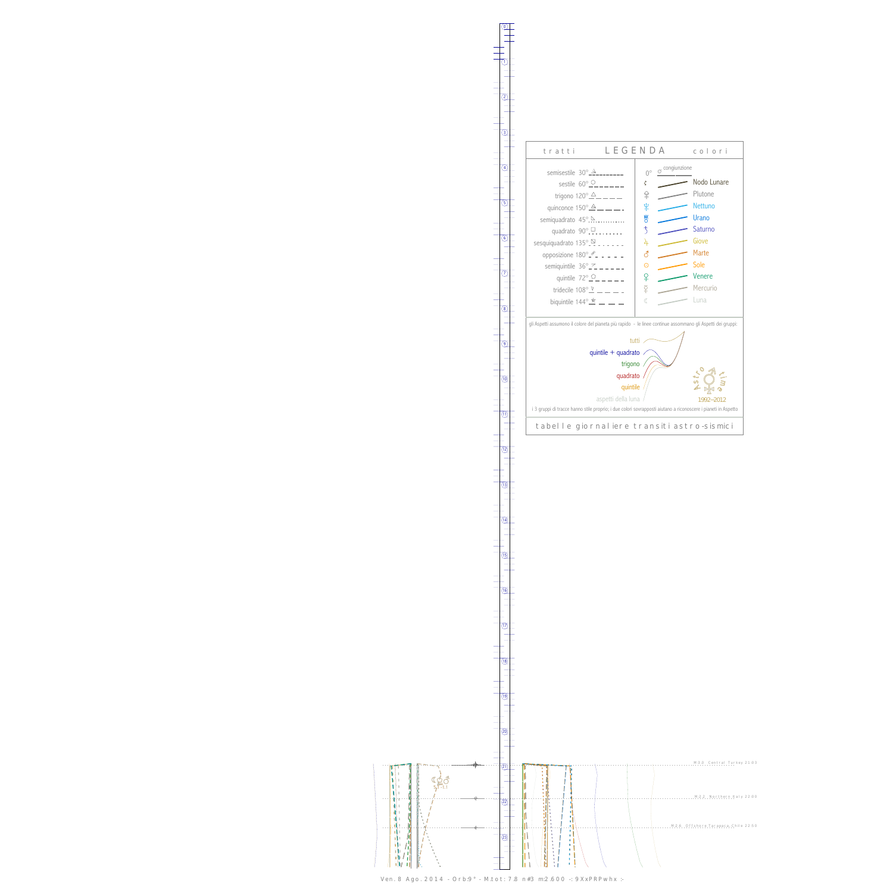## LEGENDA

**tratti**

- semisestile 30°
- sestile 60°
- trigono 120°
- quinconce 150°
- semiquadrato 45°
- quadrato 90°
- sesquiquadrato 135°
- opposizione 180°
- semiquintile 36°
- quintile 72°
- tridecile 108°
- biquintile 144°

**colori**

- 0° congiunzione
- Nodo Lunare
- Plutone
- Nettuno
- Urano
- Saturno
- Giove
- Marte
- Sole
- Venere
- Mercurio
- Luna

gli Aspetti assumono il colore del pianeta più rapido - le linee continue assommano gli Aspetti dei gruppi:

- tutti
- quintile + quadrato
- trigono
- quadrato
- quintile
- aspetti della luna

Astro time 1992–2012

i 3 gruppi di tracce hanno stile proprio; i due colori sovrapposti aiutano a riconoscere i pianeti in Aspetto

tabelle giornaliere transiti astro-sismici

M 3.0 Central Turkey 21:03

M 2.2 Northern Italy 22:00

M 2.6 Offshore Tarapaca Chile 22:50

Ven. 8 Ago. 2014 - Orb:9° - M.tot: 7.8 n#3 m:2.600 -: 9XxPRPwhx :-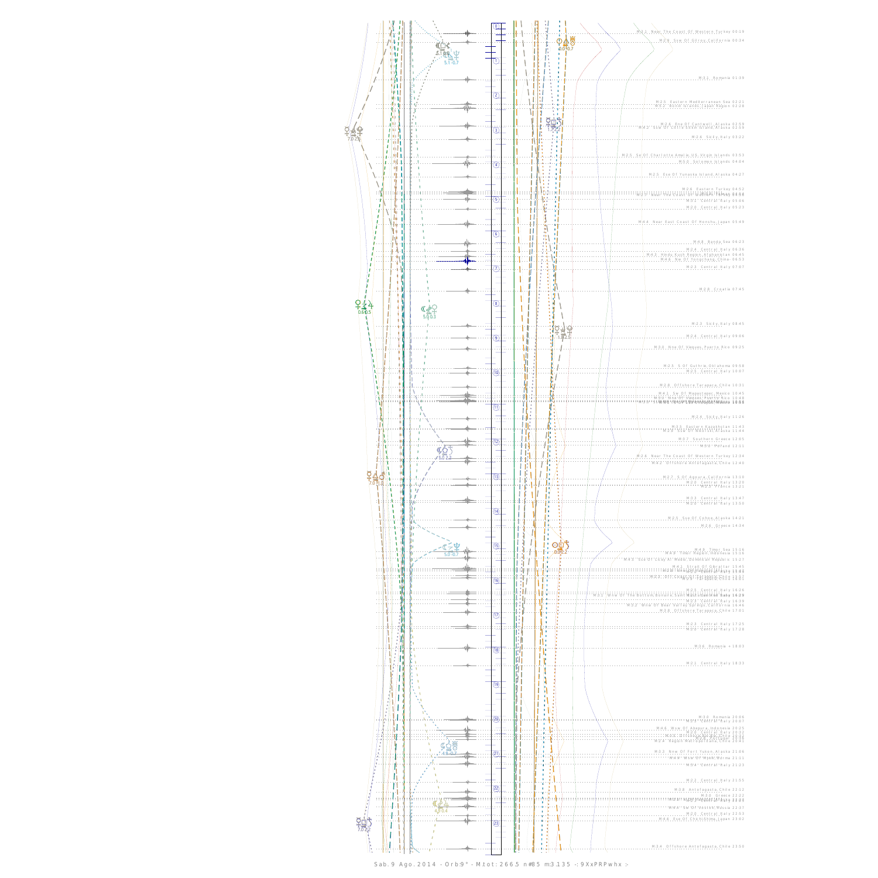M3.1 Near The Coast Of Western Turkey 00:19
M2.9 Ssw Of Gilroy California 00:34
M3.1 Romania 01:39
M2.5 Eastern Mediterranean Sea 02:21
M5.2 Bonin Islands Japan Region 02:28
M2.6 Ene Of Cantwell Alaska 02:59
M4.2 Ssw Of Little Sitkin Island Alaska 02:59
M2.6 Sicily Italy 03:22
M2.5 Sw Of Charlotte Amalie U.S. Virgin Islands 03:53
M5.5 Solomon Islands 04:04
M2.5 Ese Of Yunaska Island Alaska 04:27
M2.6 Eastern Turkey 04:52
M3.2 Central Italy 05:06
M2.0 Central Italy 05:23
M4.4 Near East Coast Of Honshu Japan 05:49
M4.8 Banda Sea 06:23
M2.4 Central Italy 06:36
M4.4 Hindu Kush Region Afghanistan 06:45
M4.6 Nw Of Yongsheng China 06:53
M2.1 Central Italy 07:07
M2.8 Croatia 07:45
M2.3 Sicily Italy 08:45
M2.4 Central Italy 09:06
M3.0 Nne Of Vieques Puerto Rico 09:25
M2.5 S Of Guthrie Oklahoma 09:58
M2.5 Central Italy 10:07
M2.8 Offshore Tarapaca Chile 10:31
M4.1 Sw Of Mapastepec Mexico 10:45
M3.0 Nne Of Vieques Puerto Rico 10:48
M2.4 Sicily Italy 11:26
M3.5 Eastern Kazakhstan 11:43
M3.7 Southern Greece 12:05
M3.0 Poland 12:11
M2.6 Near The Coast Of Western Turkey 12:34
M4.2 Offshore Antofagasta Chile 12:40
M2.7 S Of Agoura California 13:10
M2.0 Central Italy 13:20
M2.1 France 13:21
M3.3 Central Italy 13:47
M2.0 Central Italy 13:50
M2.5 Ese Of Cohoe Alaska 14:21
M2.8 Greece 14:34
M4.9 Timor Sea 15:16
M4.8 Timor Region Indonesia 15:18
M4.5 Ese Of Loma De Cabrera Dominican Republic 15:27
M4.2 Strait Of Gibraltar 15:45
M2.5 Central Italy 16:26
M3.2 Wnw Of The Bottom Bonaire Saint Eustatius And Saba 16:29
M2.3 Central Italy 16:39
M3.2 Wnw Of Bear Valley Springs California 16:46
M3.8 Offshore Tarapaca Chile 17:01
M2.3 Central Italy 17:25
M2.2 Central Italy 17:28
M3.6 Romania 18:03
M2.1 Central Italy 18:33
M3.0 Romania 20:06
M2.1 Central Italy 20:07
M4.6 Wsw Of Abepura Indonesia 20:25
M2.4 Region Metropolitana Chile 20:41
M3.3 Nnw Of Fort Yukon Alaska 21:06
M4.4 Wsw Of Nyaunglebin Burma 21:11
M3.4 Central Italy 21:23
M2.2 Central Italy 21:55
M3.8 Antofagasta Chile 22:12
M3.0 Greece 22:22
M4.4 Sw Of Vostok Russia 22:37
M2.5 Central Italy 22:53
M4.6 Ese Of Chichi-shima Japan 23:02
M3.4 Offshore Antofagasta Chile 23:50

Sab 9 Ago 2014 - Orb:9° - M.tot: 266.5 n#85 m3.135 -: 9XxPRPwhx :-